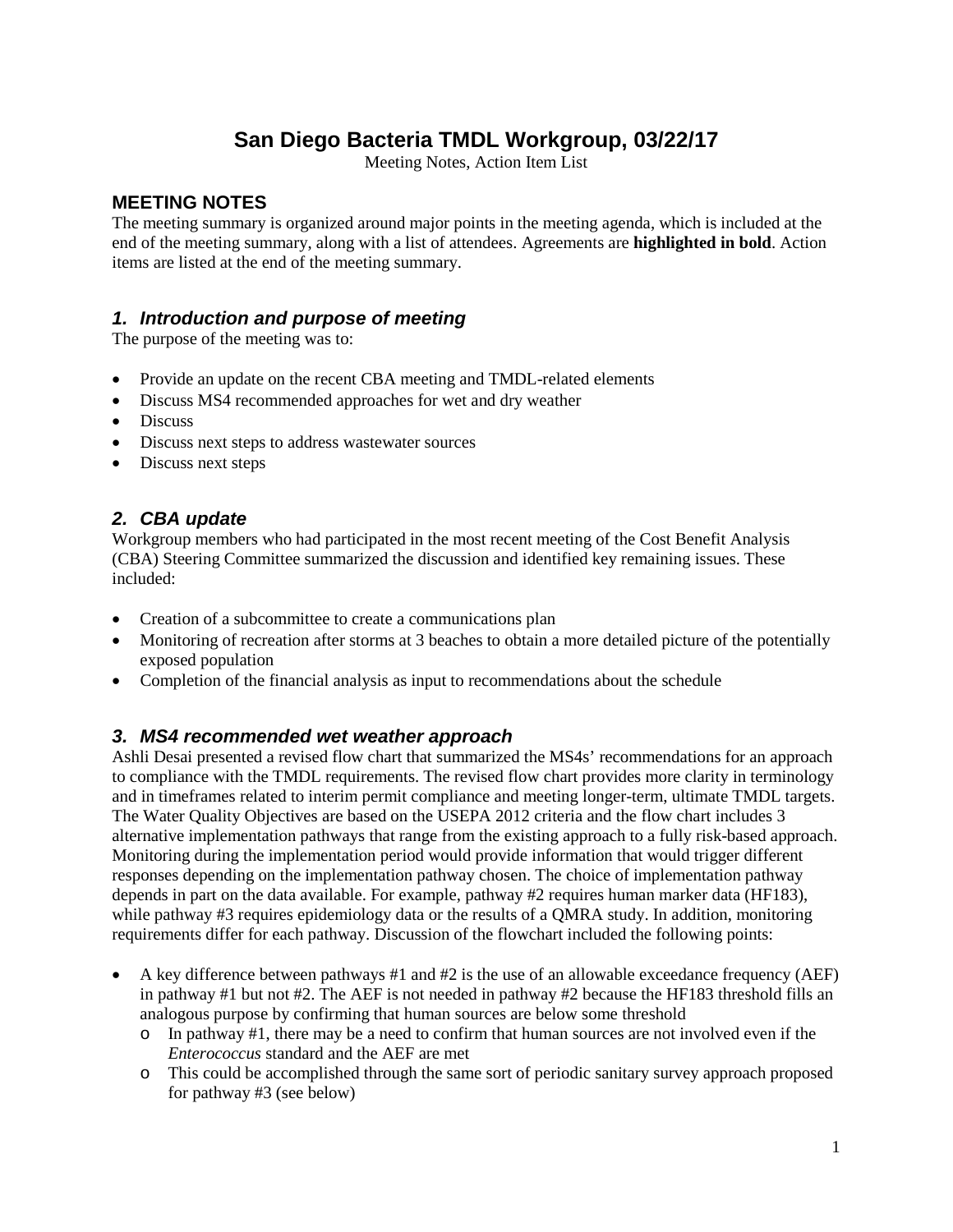# San Diego Bacteria TMDL Workgroup, 03/22/17

Meeting Notes, Action Item List

## MEETING NOTES

The meeting summary is organized around major points in the meeting agenda, which is included at the end of the meeting summary, along with a list of attendees. Agreements are **highlighted in bold**. Action items are listed at the end of the meeting summary.

### *1. Introduction and purpose of meeting*

The purpose of the meeting was to:

- Provide an update on the recent CBA meeting and TMDL-related elements
- Discuss MS4 recommended approaches for wet and dry weather
- Discuss
- Discuss next steps to address wastewater sources
- Discuss next steps

### *2. CBA update*

Workgroup members who had participated in the most recent meeting of the Cost Benefit Analysis (CBA) Steering Committee summarized the discussion and identified key remaining issues. These included:

- Creation of a subcommittee to create a communications plan
- Monitoring of recreation after storms at 3 beaches to obtain a more detailed picture of the potentially exposed population
- Completion of the financial analysis as input to recommendations about the schedule

### *3. MS4 recommended wet weather approach*

Ashli Desai presented a revised flow chart that summarized the MS4s' recommendations for an approach to compliance with the TMDL requirements. The revised flow chart provides more clarity in terminology and in timeframes related to interim permit compliance and meeting longer-term, ultimate TMDL targets. The Water Quality Objectives are based on the USEPA 2012 criteria and the flow chart includes 3 alternative implementation pathways that range from the existing approach to a fully risk-based approach. Monitoring during the implementation period would provide information that would trigger different responses depending on the implementation pathway chosen. The choice of implementation pathway depends in part on the data available. For example, pathway #2 requires human marker data (HF183), while pathway #3 requires epidemiology data or the results of a QMRA study. In addition, monitoring requirements differ for each pathway. Discussion of the flowchart included the following points:

- A key difference between pathways #1 and #2 is the use of an allowable exceedance frequency (AEF) in pathway #1 but not #2. The AEF is not needed in pathway #2 because the HF183 threshold fills an analogous purpose by confirming that human sources are below some threshold
  - In pathway #1, there may be a need to confirm that human sources are not involved even if the *Enterococcus* standard and the AEF are met
  - This could be accomplished through the same sort of periodic sanitary survey approach proposed for pathway #3 (see below)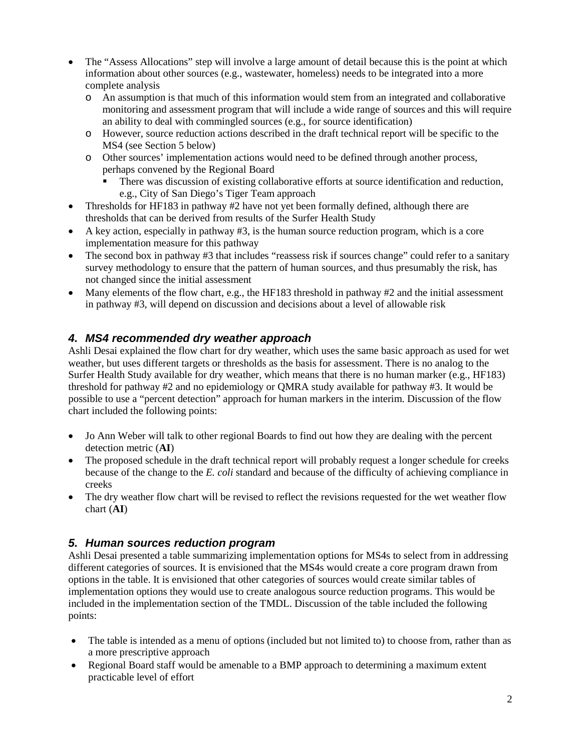- The "Assess Allocations" step will involve a large amount of detail because this is the point at which information about other sources (e.g., wastewater, homeless) needs to be integrated into a more complete analysis
  - An assumption is that much of this information would stem from an integrated and collaborative monitoring and assessment program that will include a wide range of sources and this will require an ability to deal with commingled sources (e.g., for source identification)
  - However, source reduction actions described in the draft technical report will be specific to the MS4 (see Section 5 below)
  - Other sources' implementation actions would need to be defined through another process, perhaps convened by the Regional Board
    - There was discussion of existing collaborative efforts at source identification and reduction, e.g., City of San Diego's Tiger Team approach
- Thresholds for HF183 in pathway #2 have not yet been formally defined, although there are thresholds that can be derived from results of the Surfer Health Study
- A key action, especially in pathway #3, is the human source reduction program, which is a core implementation measure for this pathway
- The second box in pathway #3 that includes "reassess risk if sources change" could refer to a sanitary survey methodology to ensure that the pattern of human sources, and thus presumably the risk, has not changed since the initial assessment
- Many elements of the flow chart, e.g., the HF183 threshold in pathway #2 and the initial assessment in pathway #3, will depend on discussion and decisions about a level of allowable risk

## *4. MS4 recommended dry weather approach*

Ashli Desai explained the flow chart for dry weather, which uses the same basic approach as used for wet weather, but uses different targets or thresholds as the basis for assessment. There is no analog to the Surfer Health Study available for dry weather, which means that there is no human marker (e.g., HF183) threshold for pathway #2 and no epidemiology or QMRA study available for pathway #3. It would be possible to use a "percent detection" approach for human markers in the interim. Discussion of the flow chart included the following points:

- Jo Ann Weber will talk to other regional Boards to find out how they are dealing with the percent detection metric (**AI**)
- The proposed schedule in the draft technical report will probably request a longer schedule for creeks because of the change to the *E. coli* standard and because of the difficulty of achieving compliance in creeks
- The dry weather flow chart will be revised to reflect the revisions requested for the wet weather flow chart (**AI**)

## *5. Human sources reduction program*

Ashli Desai presented a table summarizing implementation options for MS4s to select from in addressing different categories of sources. It is envisioned that the MS4s would create a core program drawn from options in the table. It is envisioned that other categories of sources would create similar tables of implementation options they would use to create analogous source reduction programs. This would be included in the implementation section of the TMDL. Discussion of the table included the following points:

- The table is intended as a menu of options (included but not limited to) to choose from, rather than as a more prescriptive approach
- Regional Board staff would be amenable to a BMP approach to determining a maximum extent practicable level of effort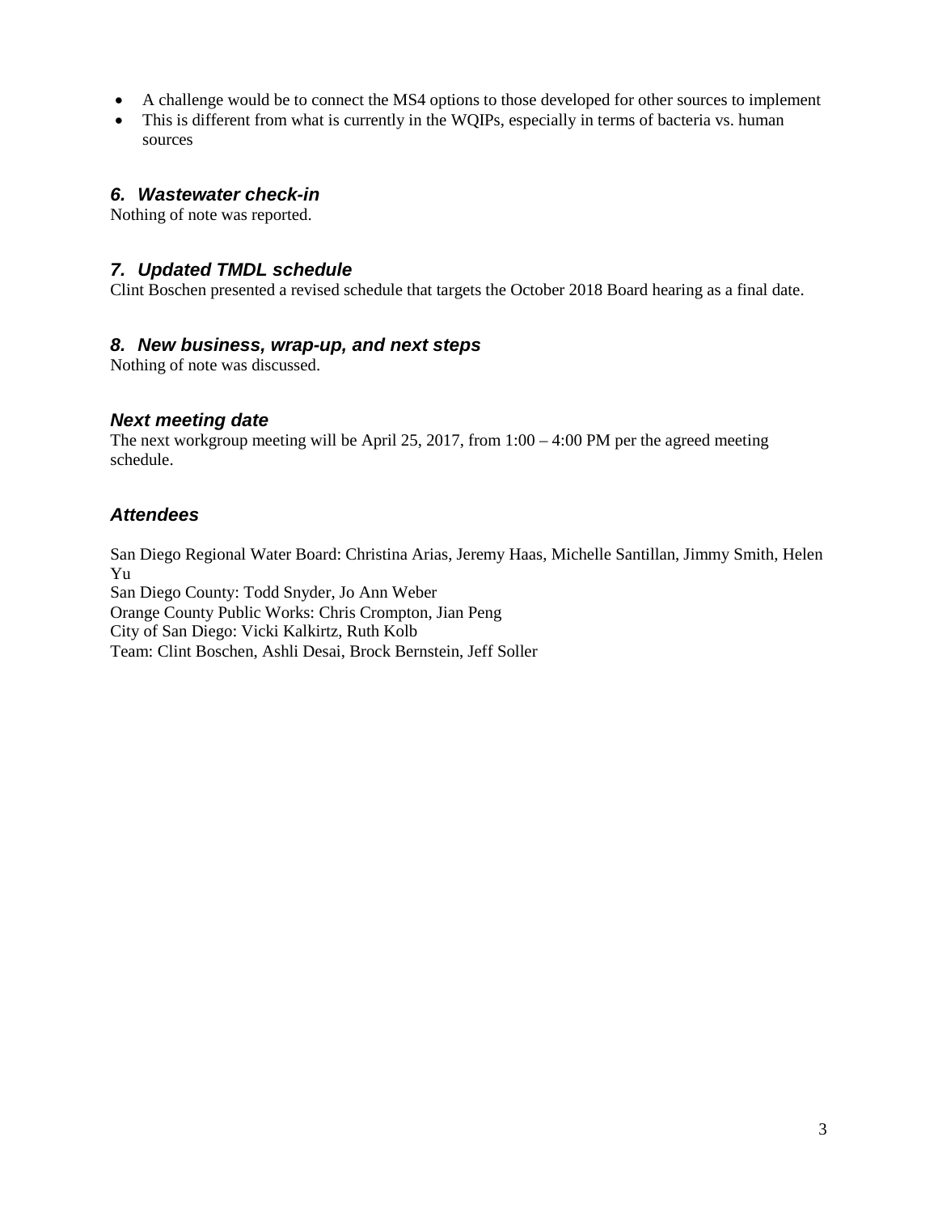- A challenge would be to connect the MS4 options to those developed for other sources to implement
- This is different from what is currently in the WQIPs, especially in terms of bacteria vs. human sources

### *6. Wastewater check-in*

Nothing of note was reported.

### *7. Updated TMDL schedule*

Clint Boschen presented a revised schedule that targets the October 2018 Board hearing as a final date.

### *8. New business, wrap-up, and next steps*

Nothing of note was discussed.

### *Next meeting date*

The next workgroup meeting will be April 25, 2017, from 1:00 – 4:00 PM per the agreed meeting schedule.

### *Attendees*

San Diego Regional Water Board: Christina Arias, Jeremy Haas, Michelle Santillan, Jimmy Smith, Helen Yu
San Diego County: Todd Snyder, Jo Ann Weber
Orange County Public Works: Chris Crompton, Jian Peng
City of San Diego: Vicki Kalkirtz, Ruth Kolb
Team: Clint Boschen, Ashli Desai, Brock Bernstein, Jeff Soller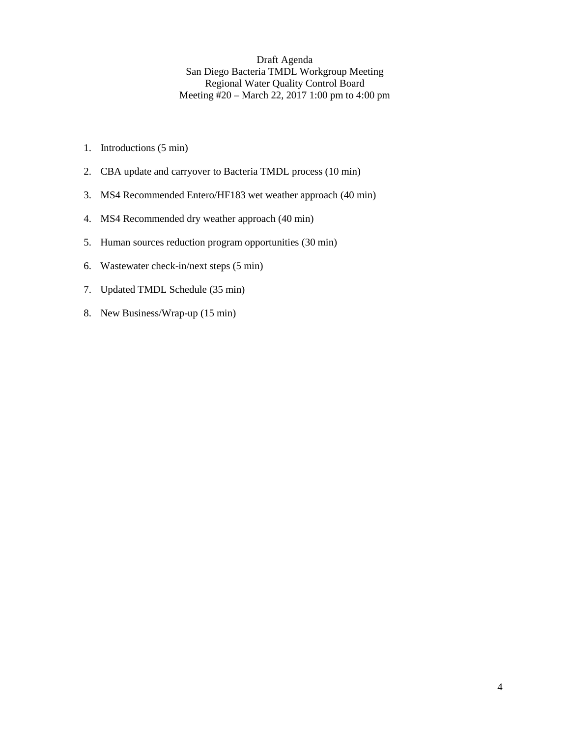Draft Agenda
San Diego Bacteria TMDL Workgroup Meeting
Regional Water Quality Control Board
Meeting #20 – March 22, 2017 1:00 pm to 4:00 pm

1. Introductions (5 min)
2. CBA update and carryover to Bacteria TMDL process (10 min)
3. MS4 Recommended Entero/HF183 wet weather approach (40 min)
4. MS4 Recommended dry weather approach (40 min)
5. Human sources reduction program opportunities (30 min)
6. Wastewater check-in/next steps (5 min)
7. Updated TMDL Schedule (35 min)
8. New Business/Wrap-up (15 min)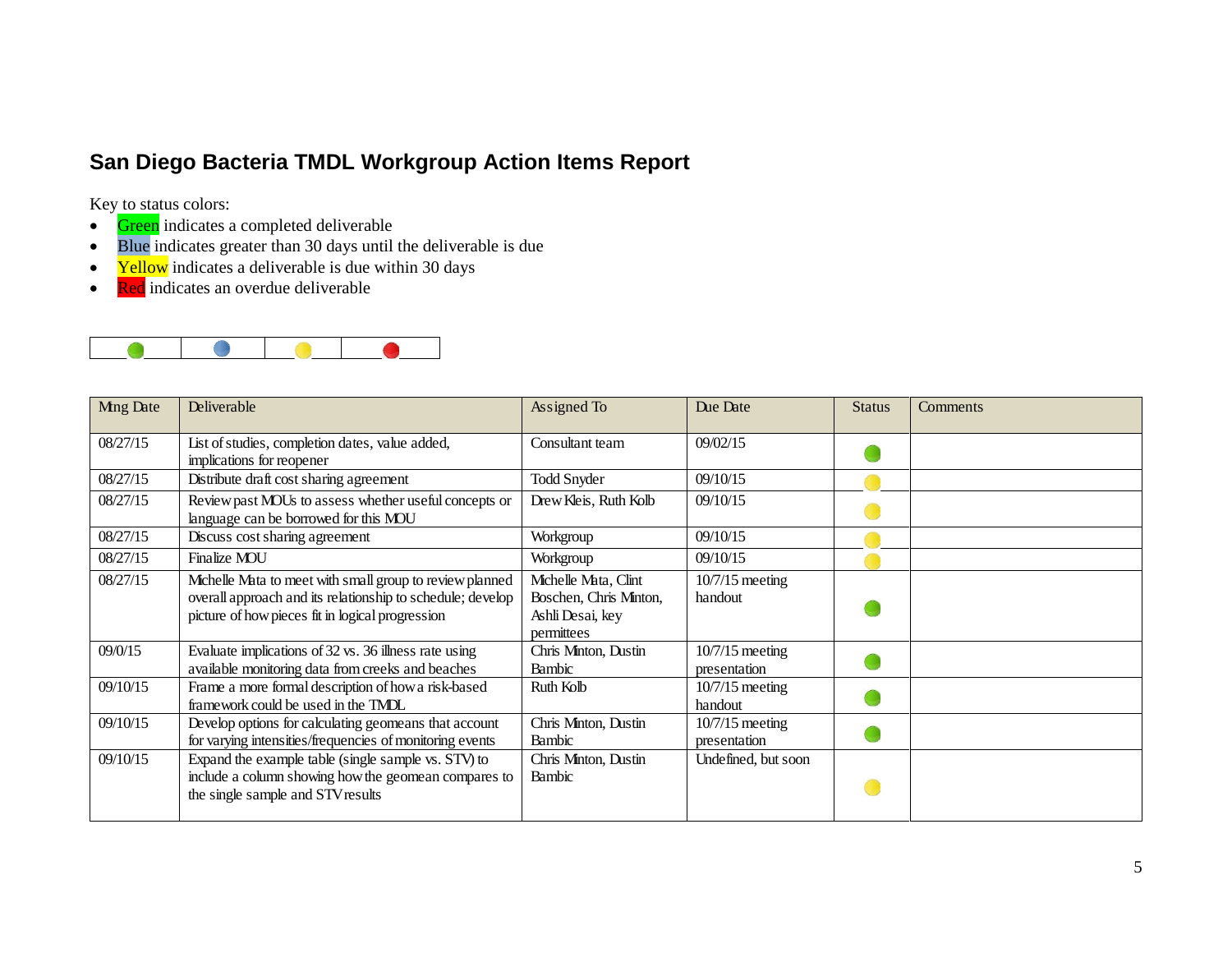# San Diego Bacteria TMDL Workgroup Action Items Report

Key to status colors:

- Green indicates a completed deliverable
- Blue indicates greater than 30 days until the deliverable is due
- Yellow indicates a deliverable is due within 30 days
- Red indicates an overdue deliverable

| Mtng Date | Deliverable | Assigned To | Due Date | Status | Comments |
|---|---|---|---|---|---|
| 08/27/15 | List of studies, completion dates, value added, implications for reopener | Consultant team | 09/02/15 | Green | |
| 08/27/15 | Distribute draft cost sharing agreement | Todd Snyder | 09/10/15 | Yellow | |
| 08/27/15 | Review past MOUs to assess whether useful concepts or language can be borrowed for this MOU | Drew Kleis, Ruth Kolb | 09/10/15 | Yellow | |
| 08/27/15 | Discuss cost sharing agreement | Workgroup | 09/10/15 | Yellow | |
| 08/27/15 | Finalize MOU | Workgroup | 09/10/15 | Yellow | |
| 08/27/15 | Michelle Mata to meet with small group to review planned overall approach and its relationship to schedule; develop picture of how pieces fit in logical progression | Michelle Mata, Clint Boschen, Chris Minton, Ashli Desai, key permittees | 10/7/15 meeting handout | Green | |
| 09/0/15 | Evaluate implications of 32 vs. 36 illness rate using available monitoring data from creeks and beaches | Chris Minton, Dustin Bambic | 10/7/15 meeting presentation | Green | |
| 09/10/15 | Frame a more formal description of how a risk-based framework could be used in the TMDL | Ruth Kolb | 10/7/15 meeting handout | Green | |
| 09/10/15 | Develop options for calculating geomeans that account for varying intensities/frequencies of monitoring events | Chris Minton, Dustin Bambic | 10/7/15 meeting presentation | Green | |
| 09/10/15 | Expand the example table (single sample vs. STV) to include a column showing how the geomean compares to the single sample and STV results | Chris Minton, Dustin Bambic | Undefined, but soon | Yellow | |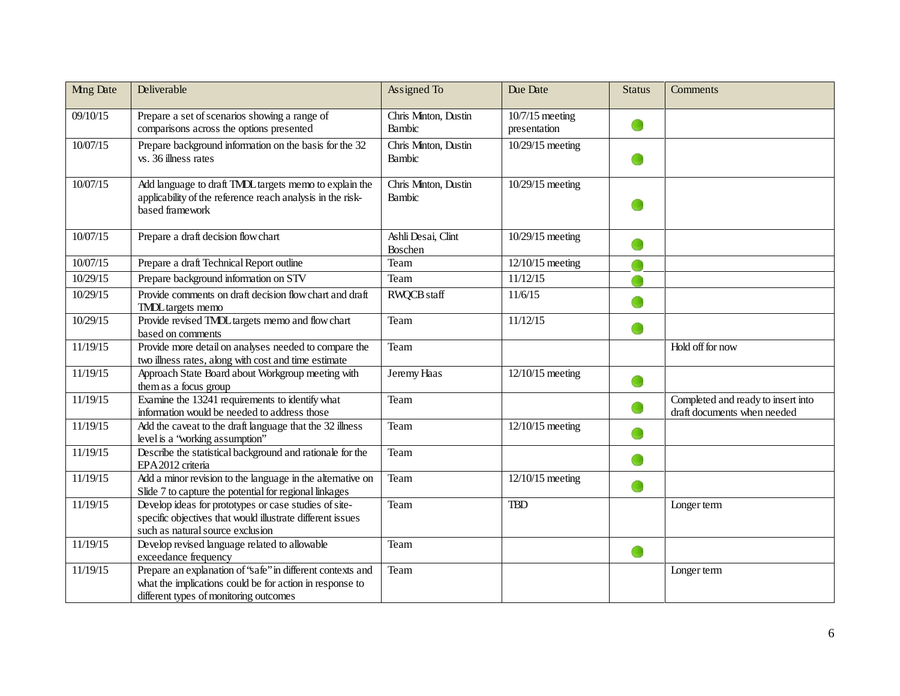| Mtng Date | Deliverable | Assigned To | Due Date | Status | Comments |
|---|---|---|---|---|---|
| 09/10/15 | Prepare a set of scenarios showing a range of comparisons across the options presented | Chris Minton, Dustin Bambic | 10/7/15 meeting presentation | ● | |
| 10/07/15 | Prepare background information on the basis for the 32 vs. 36 illness rates | Chris Minton, Dustin Bambic | 10/29/15 meeting | ● | |
| 10/07/15 | Add language to draft TMDL targets memo to explain the applicability of the reference reach analysis in the risk-based framework | Chris Minton, Dustin Bambic | 10/29/15 meeting | ● | |
| 10/07/15 | Prepare a draft decision flow chart | Ashli Desai, Clint Boschen | 10/29/15 meeting | ● | |
| 10/07/15 | Prepare a draft Technical Report outline | Team | 12/10/15 meeting | ● | |
| 10/29/15 | Prepare background information on STV | Team | 11/12/15 | ● | |
| 10/29/15 | Provide comments on draft decision flow chart and draft TMDL targets memo | RWQCB staff | 11/6/15 | ● | |
| 10/29/15 | Provide revised TMDL targets memo and flow chart based on comments | Team | 11/12/15 | ● | |
| 11/19/15 | Provide more detail on analyses needed to compare the two illness rates, along with cost and time estimate | Team | | | Hold off for now |
| 11/19/15 | Approach State Board about Workgroup meeting with them as a focus group | Jeremy Haas | 12/10/15 meeting | ● | |
| 11/19/15 | Examine the 13241 requirements to identify what information would be needed to address those | Team | | ● | Completed and ready to insert into draft documents when needed |
| 11/19/15 | Add the caveat to the draft language that the 32 illness level is a "working assumption" | Team | 12/10/15 meeting | ● | |
| 11/19/15 | Describe the statistical background and rationale for the EPA 2012 criteria | Team | | ● | |
| 11/19/15 | Add a minor revision to the language in the alternative on Slide 7 to capture the potential for regional linkages | Team | 12/10/15 meeting | ● | |
| 11/19/15 | Develop ideas for prototypes or case studies of site-specific objectives that would illustrate different issues such as natural source exclusion | Team | TBD | | Longer term |
| 11/19/15 | Develop revised language related to allowable exceedance frequency | Team | | ● | |
| 11/19/15 | Prepare an explanation of "safe" in different contexts and what the implications could be for action in response to different types of monitoring outcomes | Team | | | Longer term |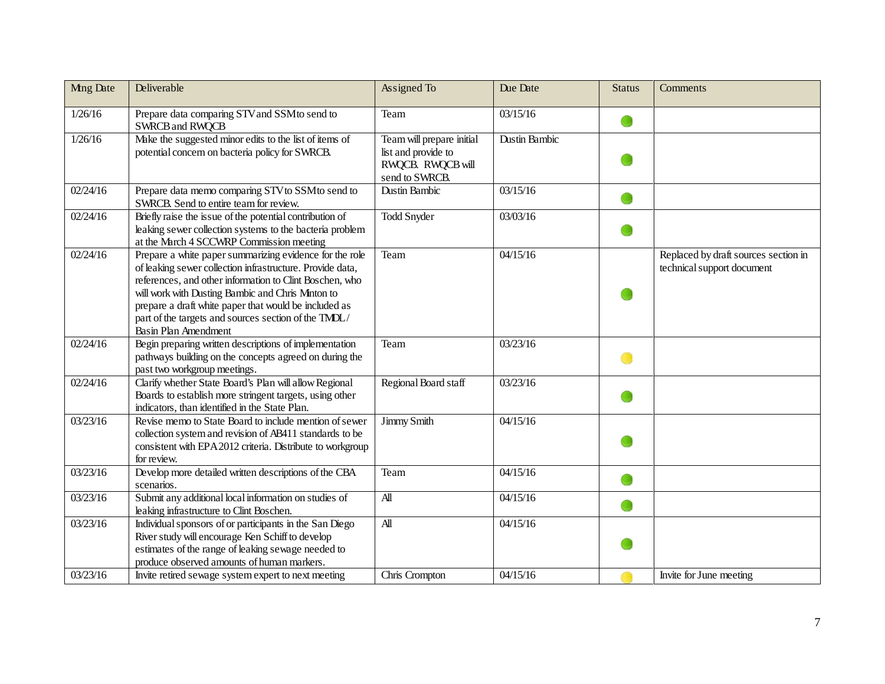| Mtng Date | Deliverable | Assigned To | Due Date | Status | Comments |
|---|---|---|---|---|---|
| 1/26/16 | Prepare data comparing STV and SSM to send to SWRCB and RWQCB | Team | 03/15/16 | 🟢 | |
| 1/26/16 | Make the suggested minor edits to the list of items of potential concern on bacteria policy for SWRCB. | Team will prepare initial list and provide to RWQCB. RWQCB will send to SWRCB. | Dustin Bambic | 🟢 | |
| 02/24/16 | Prepare data memo comparing STV to SSM to send to SWRCB. Send to entire team for review. | Dustin Bambic | 03/15/16 | 🟢 | |
| 02/24/16 | Briefly raise the issue of the potential contribution of leaking sewer collection systems to the bacteria problem at the March 4 SCCWRP Commission meeting | Todd Snyder | 03/03/16 | 🟢 | |
| 02/24/16 | Prepare a white paper summarizing evidence for the role of leaking sewer collection infrastructure. Provide data, references, and other information to Clint Boschen, who will work with Dusting Bambic and Chris Minton to prepare a draft white paper that would be included as part of the targets and sources section of the TMDL / Basin Plan Amendment | Team | 04/15/16 | 🟢 | Replaced by draft sources section in technical support document |
| 02/24/16 | Begin preparing written descriptions of implementation pathways building on the concepts agreed on during the past two workgroup meetings. | Team | 03/23/16 | 🟡 | |
| 02/24/16 | Clarify whether State Board's Plan will allow Regional Boards to establish more stringent targets, using other indicators, than identified in the State Plan. | Regional Board staff | 03/23/16 | 🟢 | |
| 03/23/16 | Revise memo to State Board to include mention of sewer collection system and revision of AB411 standards to be consistent with EPA 2012 criteria. Distribute to workgroup for review. | Jimmy Smith | 04/15/16 | 🟢 | |
| 03/23/16 | Develop more detailed written descriptions of the CBA scenarios. | Team | 04/15/16 | 🟢 | |
| 03/23/16 | Submit any additional local information on studies of leaking infrastructure to Clint Boschen. | All | 04/15/16 | 🟢 | |
| 03/23/16 | Individual sponsors of or participants in the San Diego River study will encourage Ken Schiff to develop estimates of the range of leaking sewage needed to produce observed amounts of human markers. | All | 04/15/16 | 🟢 | |
| 03/23/16 | Invite retired sewage system expert to next meeting | Chris Crompton | 04/15/16 | 🟡 | Invite for June meeting |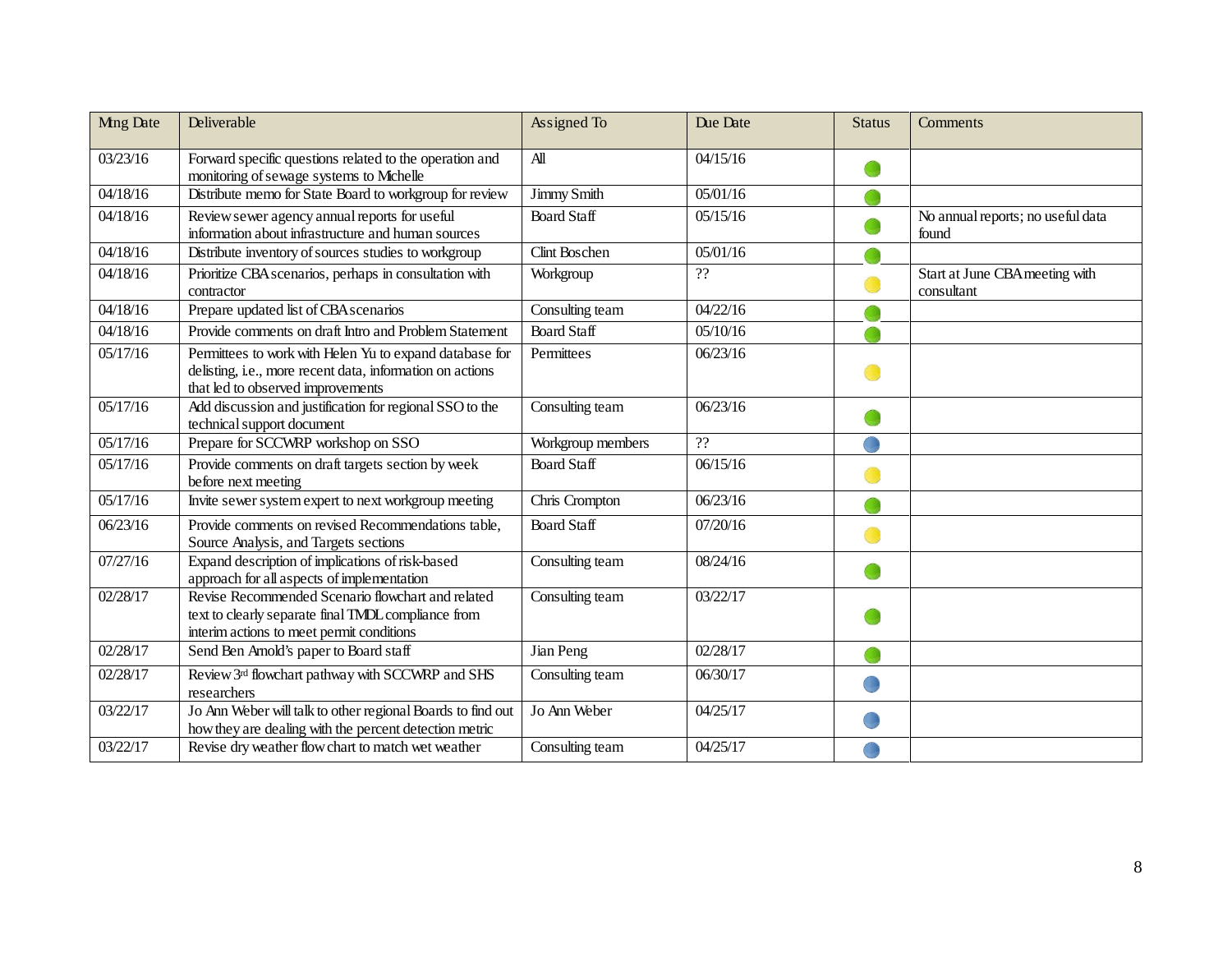| Mtng Date | Deliverable | Assigned To | Due Date | Status | Comments |
|---|---|---|---|---|---|
| 03/23/16 | Forward specific questions related to the operation and monitoring of sewage systems to Michelle | All | 04/15/16 | Green | |
| 04/18/16 | Distribute memo for State Board to workgroup for review | Jimmy Smith | 05/01/16 | Green | |
| 04/18/16 | Review sewer agency annual reports for useful information about infrastructure and human sources | Board Staff | 05/15/16 | Green | No annual reports; no useful data found |
| 04/18/16 | Distribute inventory of sources studies to workgroup | Clint Boschen | 05/01/16 | Green | |
| 04/18/16 | Prioritize CBA scenarios, perhaps in consultation with contractor | Workgroup | ?? | Yellow | Start at June CBA meeting with consultant |
| 04/18/16 | Prepare updated list of CBA scenarios | Consulting team | 04/22/16 | Green | |
| 04/18/16 | Provide comments on draft Intro and Problem Statement | Board Staff | 05/10/16 | Green | |
| 05/17/16 | Permittees to work with Helen Yu to expand database for delisting, i.e., more recent data, information on actions that led to observed improvements | Permittees | 06/23/16 | Yellow | |
| 05/17/16 | Add discussion and justification for regional SSO to the technical support document | Consulting team | 06/23/16 | Green | |
| 05/17/16 | Prepare for SCCWRP workshop on SSO | Workgroup members | ?? | Blue | |
| 05/17/16 | Provide comments on draft targets section by week before next meeting | Board Staff | 06/15/16 | Yellow | |
| 05/17/16 | Invite sewer system expert to next workgroup meeting | Chris Crompton | 06/23/16 | Green | |
| 06/23/16 | Provide comments on revised Recommendations table, Source Analysis, and Targets sections | Board Staff | 07/20/16 | Yellow | |
| 07/27/16 | Expand description of implications of risk-based approach for all aspects of implementation | Consulting team | 08/24/16 | Green | |
| 02/28/17 | Revise Recommended Scenario flowchart and related text to clearly separate final TMDL compliance from interim actions to meet permit conditions | Consulting team | 03/22/17 | Green | |
| 02/28/17 | Send Ben Arnold's paper to Board staff | Jian Peng | 02/28/17 | Green | |
| 02/28/17 | Review 3rd flowchart pathway with SCCWRP and SHS researchers | Consulting team | 06/30/17 | Blue | |
| 03/22/17 | Jo Ann Weber will talk to other regional Boards to find out how they are dealing with the percent detection metric | Jo Ann Weber | 04/25/17 | Blue | |
| 03/22/17 | Revise dry weather flow chart to match wet weather | Consulting team | 04/25/17 | Blue | |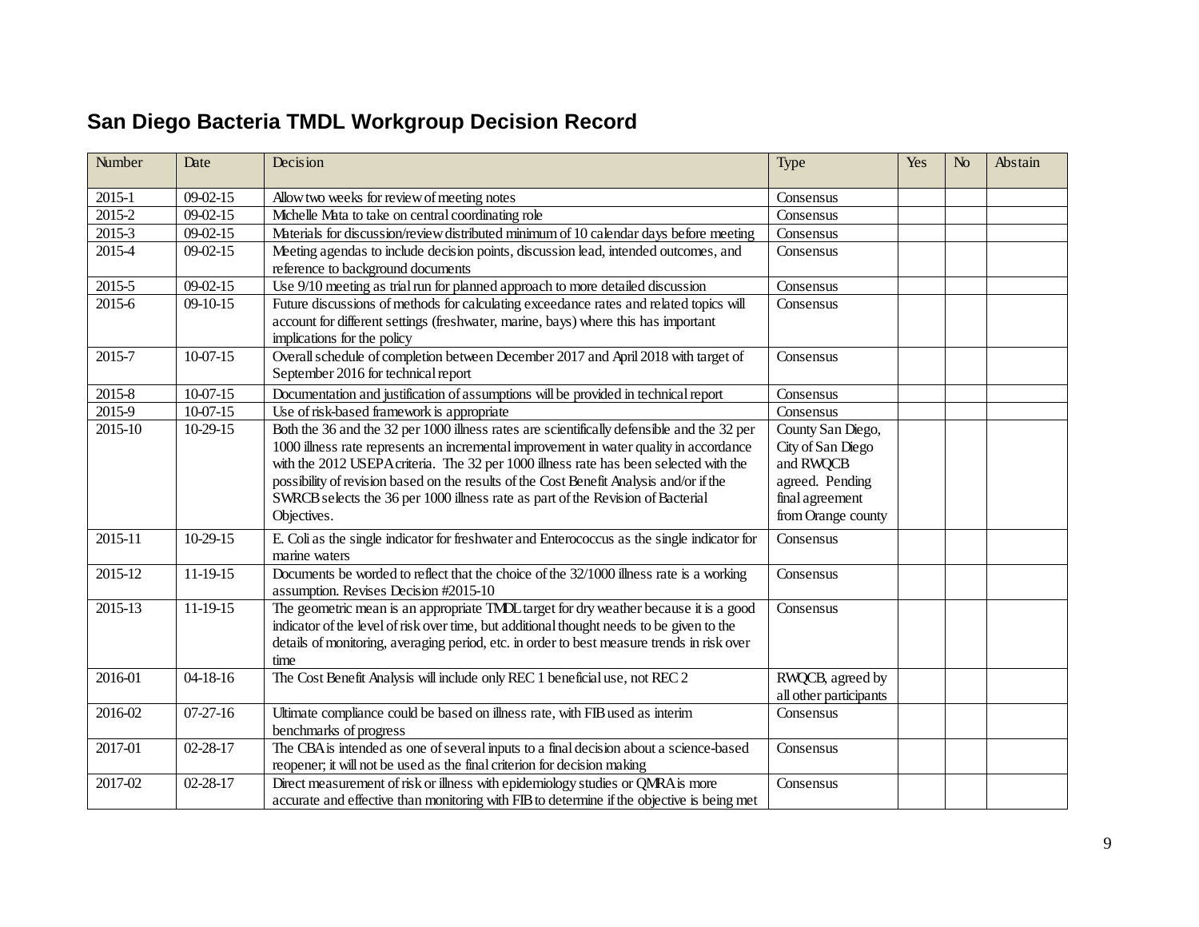## San Diego Bacteria TMDL Workgroup Decision Record

| Number | Date | Decision | Type | Yes | No | Abstain |
|---|---|---|---|---|---|---|
| 2015-1 | 09-02-15 | Allow two weeks for review of meeting notes | Consensus | | | |
| 2015-2 | 09-02-15 | Michelle Mata to take on central coordinating role | Consensus | | | |
| 2015-3 | 09-02-15 | Materials for discussion/review distributed minimum of 10 calendar days before meeting | Consensus | | | |
| 2015-4 | 09-02-15 | Meeting agendas to include decision points, discussion lead, intended outcomes, and reference to background documents | Consensus | | | |
| 2015-5 | 09-02-15 | Use 9/10 meeting as trial run for planned approach to more detailed discussion | Consensus | | | |
| 2015-6 | 09-10-15 | Future discussions of methods for calculating exceedance rates and related topics will account for different settings (freshwater, marine, bays) where this has important implications for the policy | Consensus | | | |
| 2015-7 | 10-07-15 | Overall schedule of completion between December 2017 and April 2018 with target of September 2016 for technical report | Consensus | | | |
| 2015-8 | 10-07-15 | Documentation and justification of assumptions will be provided in technical report | Consensus | | | |
| 2015-9 | 10-07-15 | Use of risk-based framework is appropriate | Consensus | | | |
| 2015-10 | 10-29-15 | Both the 36 and the 32 per 1000 illness rates are scientifically defensible and the 32 per 1000 illness rate represents an incremental improvement in water quality in accordance with the 2012 USEPA criteria. The 32 per 1000 illness rate has been selected with the possibility of revision based on the results of the Cost Benefit Analysis and/or if the SWRCB selects the 36 per 1000 illness rate as part of the Revision of Bacterial Objectives. | County San Diego, City of San Diego and RWQCB agreed. Pending final agreement from Orange county | | | |
| 2015-11 | 10-29-15 | E. Coli as the single indicator for freshwater and Enterococcus as the single indicator for marine waters | Consensus | | | |
| 2015-12 | 11-19-15 | Documents be worded to reflect that the choice of the 32/1000 illness rate is a working assumption. Revises Decision #2015-10 | Consensus | | | |
| 2015-13 | 11-19-15 | The geometric mean is an appropriate TMDL target for dry weather because it is a good indicator of the level of risk over time, but additional thought needs to be given to the details of monitoring, averaging period, etc. in order to best measure trends in risk over time | Consensus | | | |
| 2016-01 | 04-18-16 | The Cost Benefit Analysis will include only REC 1 beneficial use, not REC 2 | RWQCB, agreed by all other participants | | | |
| 2016-02 | 07-27-16 | Ultimate compliance could be based on illness rate, with FIB used as interim benchmarks of progress | Consensus | | | |
| 2017-01 | 02-28-17 | The CBA is intended as one of several inputs to a final decision about a science-based reopener; it will not be used as the final criterion for decision making | Consensus | | | |
| 2017-02 | 02-28-17 | Direct measurement of risk or illness with epidemiology studies or QMRA is more accurate and effective than monitoring with FIB to determine if the objective is being met | Consensus | | | |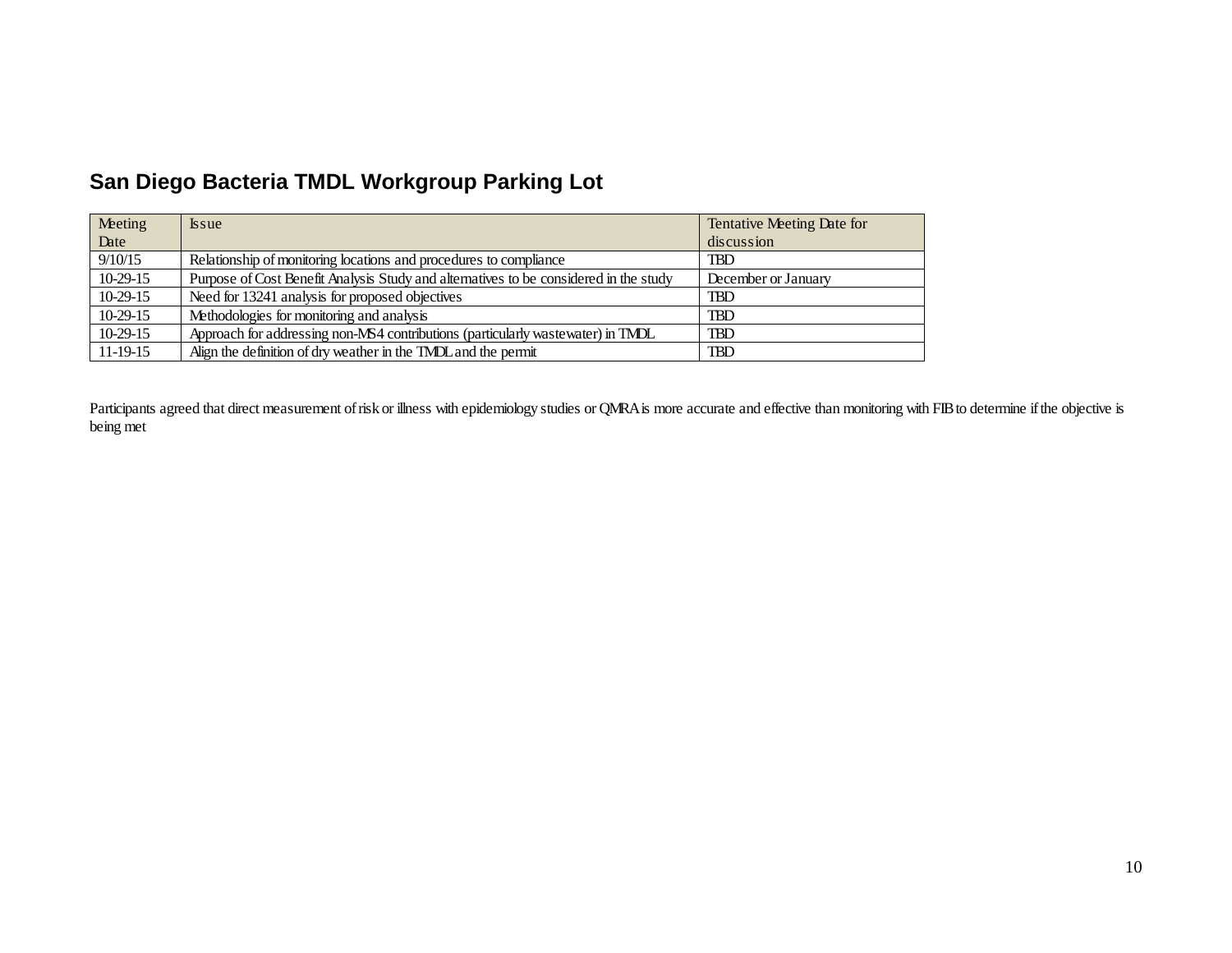## San Diego Bacteria TMDL Workgroup Parking Lot

| Meeting Date | Issue | Tentative Meeting Date for discussion |
|---|---|---|
| 9/10/15 | Relationship of monitoring locations and procedures to compliance | TBD |
| 10-29-15 | Purpose of Cost Benefit Analysis Study and alternatives to be considered in the study | December or January |
| 10-29-15 | Need for 13241 analysis for proposed objectives | TBD |
| 10-29-15 | Methodologies for monitoring and analysis | TBD |
| 10-29-15 | Approach for addressing non-MS4 contributions (particularly wastewater) in TMDL | TBD |
| 11-19-15 | Align the definition of dry weather in the TMDL and the permit | TBD |

Participants agreed that direct measurement of risk or illness with epidemiology studies or QMRA is more accurate and effective than monitoring with FIB to determine if the objective is being met